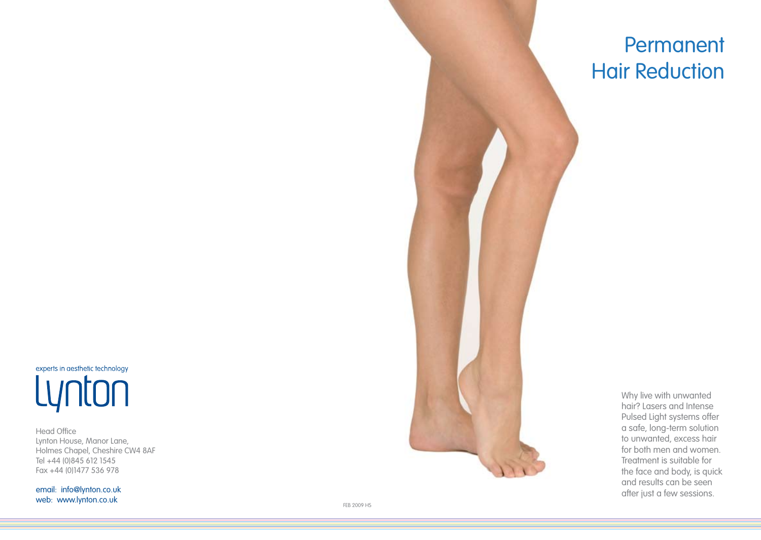# Permanent Hair Reduction

Why live with unwanted hair? Lasers and Intense Pulsed Light systems offer a safe, long-term solution to unwanted, excess hair for both men and women. Treatment is suitable for the face and body, is quick and results can be seen after just a few sessions.

experts in aesthetic technology

Lynton

Head Office
Lynton House, Manor Lane,
Holmes Chapel, Cheshire CW4 8AF
Tel +44 (0)845 612 1545
Fax +44 (0)1477 536 978

email: info@lynton.co.uk
web: www.lynton.co.uk

FEB 2009 HS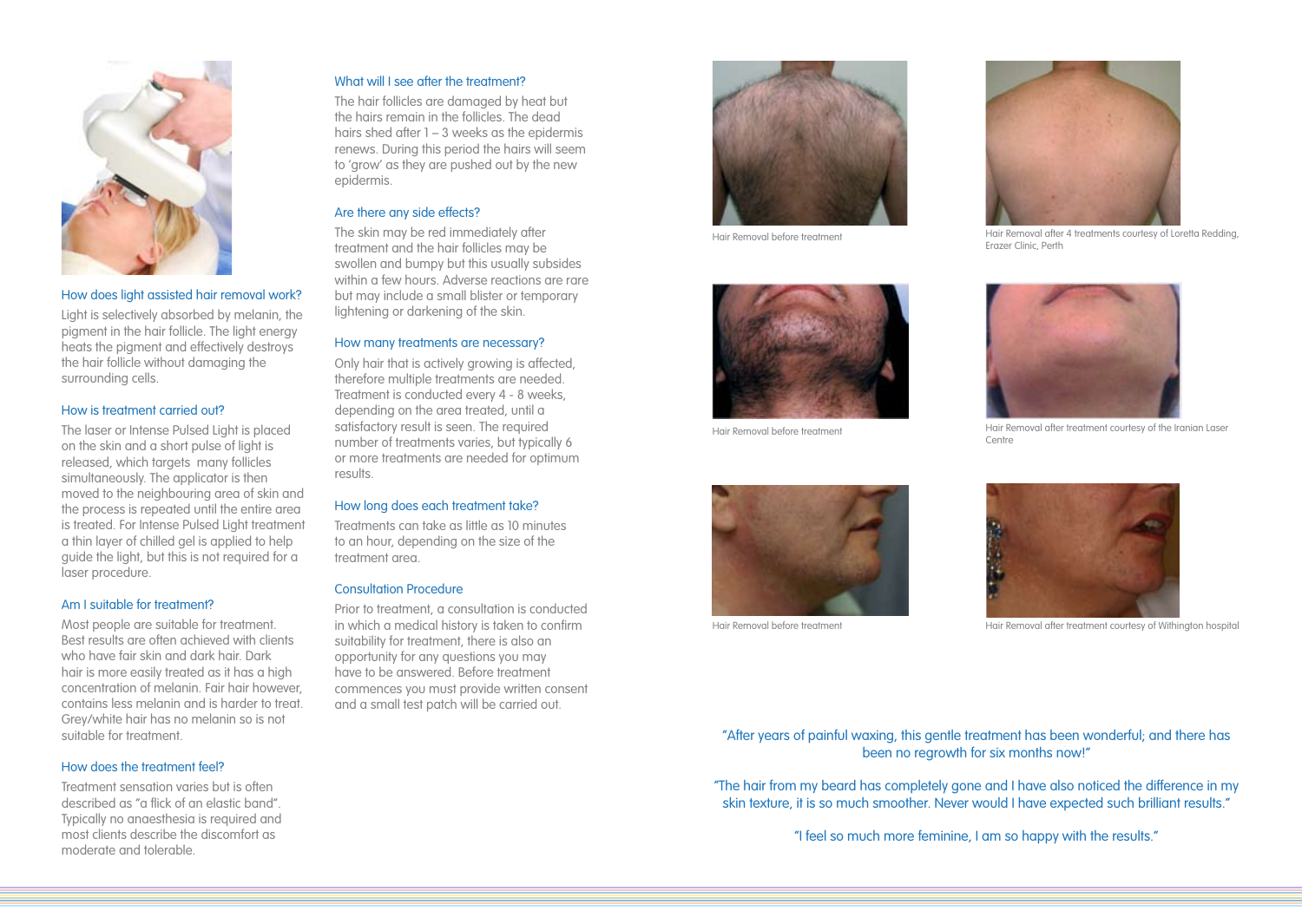## How does light assisted hair removal work?

Light is selectively absorbed by melanin, the pigment in the hair follicle. The light energy heats the pigment and effectively destroys the hair follicle without damaging the surrounding cells.

## How is treatment carried out?

The laser or Intense Pulsed Light is placed on the skin and a short pulse of light is released, which targets many follicles simultaneously. The applicator is then moved to the neighbouring area of skin and the process is repeated until the entire area is treated. For Intense Pulsed Light treatment a thin layer of chilled gel is applied to help guide the light, but this is not required for a laser procedure.

## Am I suitable for treatment?

Most people are suitable for treatment. Best results are often achieved with clients who have fair skin and dark hair. Dark hair is more easily treated as it has a high concentration of melanin. Fair hair however, contains less melanin and is harder to treat. Grey/white hair has no melanin so is not suitable for treatment.

## How does the treatment feel?

Treatment sensation varies but is often described as "a flick of an elastic band". Typically no anaesthesia is required and most clients describe the discomfort as moderate and tolerable.

## What will I see after the treatment?

The hair follicles are damaged by heat but the hairs remain in the follicles. The dead hairs shed after 1 – 3 weeks as the epidermis renews. During this period the hairs will seem to 'grow' as they are pushed out by the new epidermis.

## Are there any side effects?

The skin may be red immediately after treatment and the hair follicles may be swollen and bumpy but this usually subsides within a few hours. Adverse reactions are rare but may include a small blister or temporary lightening or darkening of the skin.

## How many treatments are necessary?

Only hair that is actively growing is affected, therefore multiple treatments are needed. Treatment is conducted every 4 - 8 weeks, depending on the area treated, until a satisfactory result is seen. The required number of treatments varies, but typically 6 or more treatments are needed for optimum results.

## How long does each treatment take?

Treatments can take as little as 10 minutes to an hour, depending on the size of the treatment area.

## Consultation Procedure

Prior to treatment, a consultation is conducted in which a medical history is taken to confirm suitability for treatment, there is also an opportunity for any questions you may have to be answered. Before treatment commences you must provide written consent and a small test patch will be carried out.

Hair Removal before treatment

Hair Removal after 4 treatments courtesy of Loretta Redding, Erazer Clinic, Perth

Hair Removal before treatment

Hair Removal after treatment courtesy of the Iranian Laser Centre

Hair Removal before treatment

Hair Removal after treatment courtesy of Withington hospital

"After years of painful waxing, this gentle treatment has been wonderful; and there has been no regrowth for six months now!"

"The hair from my beard has completely gone and I have also noticed the difference in my skin texture, it is so much smoother. Never would I have expected such brilliant results."

"I feel so much more feminine, I am so happy with the results."